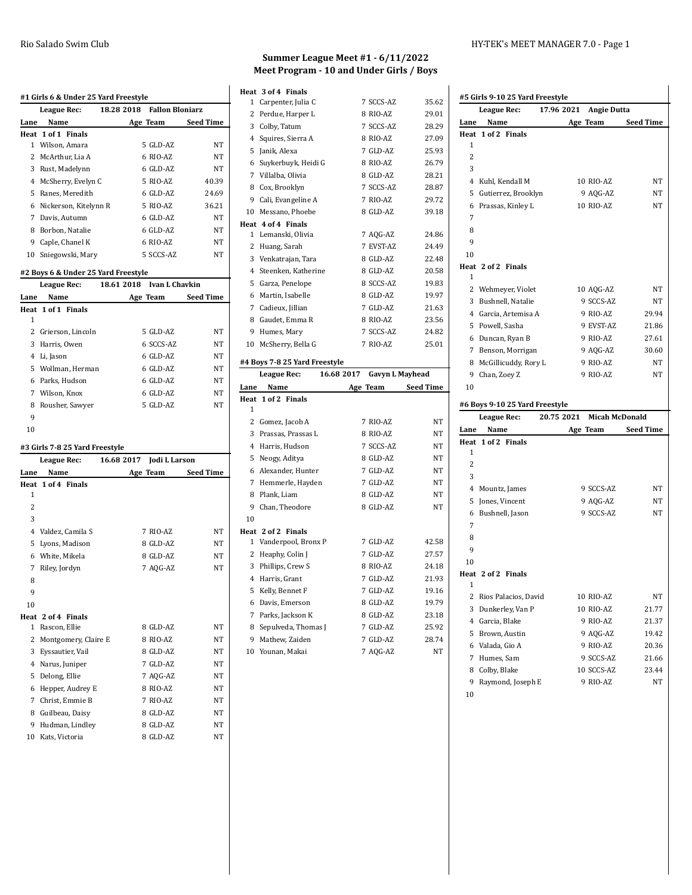## Summer League Meet #1 - 6/11/2022
## Meet Program - 10 and Under Girls / Boys

### #1 Girls 6 & Under 25 Yard Freestyle

League Rec: 18.28 2018 Fallon Bloniarz

| Lane | Name | Age | Team | Seed Time |
|---|---|---|---|---|
| **Heat 1 of 1 Finals** | | | | |
| 1 | Wilson, Amara | 5 | GLD-AZ | NT |
| 2 | McArthur, Lia A | 6 | RIO-AZ | NT |
| 3 | Rust, Madelynn | 6 | GLD-AZ | NT |
| 4 | McSherry, Evelyn C | 5 | RIO-AZ | 40.39 |
| 5 | Ranes, Meredith | 6 | GLD-AZ | 24.69 |
| 6 | Nickerson, Kitelynn R | 5 | RIO-AZ | 36.21 |
| 7 | Davis, Autumn | 6 | GLD-AZ | NT |
| 8 | Borbon, Natalie | 6 | GLD-AZ | NT |
| 9 | Caple, Chanel K | 6 | RIO-AZ | NT |
| 10 | Sniegowski, Mary | 5 | SCCS-AZ | NT |

### #2 Boys 6 & Under 25 Yard Freestyle

League Rec: 18.61 2018 Ivan L Chavkin

| Lane | Name | Age | Team | Seed Time |
|---|---|---|---|---|
| **Heat 1 of 1 Finals** | | | | |
| 1 | | | | |
| 2 | Grierson, Lincoln | 5 | GLD-AZ | NT |
| 3 | Harris, Owen | 6 | SCCS-AZ | NT |
| 4 | Li, Jason | 6 | GLD-AZ | NT |
| 5 | Wollman, Herman | 6 | GLD-AZ | NT |
| 6 | Parks, Hudson | 6 | GLD-AZ | NT |
| 7 | Wilson, Knox | 6 | GLD-AZ | NT |
| 8 | Rousher, Sawyer | 5 | GLD-AZ | NT |
| 9 | | | | |
| 10 | | | | |

### #3 Girls 7-8 25 Yard Freestyle

League Rec: 16.68 2017 Jodi L Larson

| Lane | Name | Age | Team | Seed Time |
|---|---|---|---|---|
| **Heat 1 of 4 Finals** | | | | |
| 1 | | | | |
| 2 | | | | |
| 3 | | | | |
| 4 | Valdez, Camila S | 7 | RIO-AZ | NT |
| 5 | Lyons, Madison | 8 | GLD-AZ | NT |
| 6 | White, Mikela | 8 | GLD-AZ | NT |
| 7 | Riley, Jordyn | 7 | AQG-AZ | NT |
| 8 | | | | |
| 9 | | | | |
| 10 | | | | |
| **Heat 2 of 4 Finals** | | | | |
| 1 | Rascon, Ellie | 8 | GLD-AZ | NT |
| 2 | Montgomery, Claire E | 8 | RIO-AZ | NT |
| 3 | Eyssautier, Vail | 8 | GLD-AZ | NT |
| 4 | Narus, Juniper | 7 | GLD-AZ | NT |
| 5 | Delong, Ellie | 7 | AQG-AZ | NT |
| 6 | Hepper, Audrey E | 8 | RIO-AZ | NT |
| 7 | Christ, Emmie B | 7 | RIO-AZ | NT |
| 8 | Guilbeau, Daisy | 8 | GLD-AZ | NT |
| 9 | Hudman, Lindley | 8 | GLD-AZ | NT |
| 10 | Kats, Victoria | 8 | GLD-AZ | NT |
| **Heat 3 of 4 Finals** | | | | |
| 1 | Carpenter, Julia C | 7 | SCCS-AZ | 35.62 |
| 2 | Perdue, Harper L | 8 | RIO-AZ | 29.01 |
| 3 | Colby, Tatum | 7 | SCCS-AZ | 28.29 |
| 4 | Squires, Sierra A | 8 | RIO-AZ | 27.09 |
| 5 | Janik, Alexa | 7 | GLD-AZ | 25.93 |
| 6 | Suykerbuyk, Heidi G | 8 | RIO-AZ | 26.79 |
| 7 | Villalba, Olivia | 8 | GLD-AZ | 28.21 |
| 8 | Cox, Brooklyn | 7 | SCCS-AZ | 28.87 |
| 9 | Cali, Evangeline A | 7 | RIO-AZ | 29.72 |
| 10 | Messano, Phoebe | 8 | GLD-AZ | 39.18 |
| **Heat 4 of 4 Finals** | | | | |
| 1 | Lemanski, Olivia | 7 | AQG-AZ | 24.86 |
| 2 | Huang, Sarah | 7 | EVST-AZ | 24.49 |
| 3 | Venkatrajan, Tara | 8 | GLD-AZ | 22.48 |
| 4 | Steenken, Katherine | 8 | GLD-AZ | 20.58 |
| 5 | Garza, Penelope | 8 | SCCS-AZ | 19.83 |
| 6 | Martin, Isabelle | 8 | GLD-AZ | 19.97 |
| 7 | Cadieux, Jillian | 7 | GLD-AZ | 21.63 |
| 8 | Gaudet, Emma R | 8 | RIO-AZ | 23.56 |
| 9 | Humes, Mary | 7 | SCCS-AZ | 24.82 |
| 10 | McSherry, Bella G | 7 | RIO-AZ | 25.01 |

### #4 Boys 7-8 25 Yard Freestyle

League Rec: 16.68 2017 Gavyn L Mayhead

| Lane | Name | Age | Team | Seed Time |
|---|---|---|---|---|
| **Heat 1 of 2 Finals** | | | | |
| 1 | | | | |
| 2 | Gomez, Jacob A | 7 | RIO-AZ | NT |
| 3 | Prassas, Prassas L | 8 | RIO-AZ | NT |
| 4 | Harris, Hudson | 7 | SCCS-AZ | NT |
| 5 | Neogy, Aditya | 8 | GLD-AZ | NT |
| 6 | Alexander, Hunter | 7 | GLD-AZ | NT |
| 7 | Hemmerle, Hayden | 7 | GLD-AZ | NT |
| 8 | Plank, Liam | 8 | GLD-AZ | NT |
| 9 | Chan, Theodore | 8 | GLD-AZ | NT |
| 10 | | | | |
| **Heat 2 of 2 Finals** | | | | |
| 1 | Vanderpool, Bronx P | 7 | GLD-AZ | 42.58 |
| 2 | Heaphy, Colin J | 7 | GLD-AZ | 27.57 |
| 3 | Phillips, Crew S | 8 | RIO-AZ | 24.18 |
| 4 | Harris, Grant | 7 | GLD-AZ | 21.93 |
| 5 | Kelly, Bennet F | 7 | GLD-AZ | 19.16 |
| 6 | Davis, Emerson | 8 | GLD-AZ | 19.79 |
| 7 | Parks, Jackson K | 8 | GLD-AZ | 23.18 |
| 8 | Sepulveda, Thomas J | 7 | GLD-AZ | 25.92 |
| 9 | Mathew, Zaiden | 7 | GLD-AZ | 28.74 |
| 10 | Younan, Makai | 7 | AQG-AZ | NT |

### #5 Girls 9-10 25 Yard Freestyle

League Rec: 17.96 2021 Angie Dutta

| Lane | Name | Age | Team | Seed Time |
|---|---|---|---|---|
| **Heat 1 of 2 Finals** | | | | |
| 1 | | | | |
| 2 | | | | |
| 3 | | | | |
| 4 | Kuhl, Kendall M | 10 | RIO-AZ | NT |
| 5 | Gutierrez, Brooklyn | 9 | AQG-AZ | NT |
| 6 | Prassas, Kinley L | 10 | RIO-AZ | NT |
| 7 | | | | |
| 8 | | | | |
| 9 | | | | |
| 10 | | | | |
| **Heat 2 of 2 Finals** | | | | |
| 1 | | | | |
| 2 | Wehmeyer, Violet | 10 | AQG-AZ | NT |
| 3 | Bushnell, Natalie | 9 | SCCS-AZ | NT |
| 4 | Garcia, Artemisa A | 9 | RIO-AZ | 29.94 |
| 5 | Powell, Sasha | 9 | EVST-AZ | 21.86 |
| 6 | Duncan, Ryan B | 9 | RIO-AZ | 27.61 |
| 7 | Benson, Morrigan | 9 | AQG-AZ | 30.60 |
| 8 | McGillicuddy, Rory L | 9 | RIO-AZ | NT |
| 9 | Chan, Zoey Z | 9 | RIO-AZ | NT |
| 10 | | | | |

### #6 Boys 9-10 25 Yard Freestyle

League Rec: 20.75 2021 Micah McDonald

| Lane | Name | Age | Team | Seed Time |
|---|---|---|---|---|
| **Heat 1 of 2 Finals** | | | | |
| 1 | | | | |
| 2 | | | | |
| 3 | | | | |
| 4 | Mountz, James | 9 | SCCS-AZ | NT |
| 5 | Jones, Vincent | 9 | AQG-AZ | NT |
| 6 | Bushnell, Jason | 9 | SCCS-AZ | NT |
| 7 | | | | |
| 8 | | | | |
| 9 | | | | |
| 10 | | | | |
| **Heat 2 of 2 Finals** | | | | |
| 1 | | | | |
| 2 | Rios Palacios, David | 10 | RIO-AZ | NT |
| 3 | Dunkerley, Van P | 10 | RIO-AZ | 21.77 |
| 4 | Garcia, Blake | 9 | RIO-AZ | 21.37 |
| 5 | Brown, Austin | 9 | AQG-AZ | 19.42 |
| 6 | Valada, Gio A | 9 | RIO-AZ | 20.36 |
| 7 | Humes, Sam | 9 | SCCS-AZ | 21.66 |
| 8 | Colby, Blake | 10 | SCCS-AZ | 23.44 |
| 9 | Raymond, Joseph E | 9 | RIO-AZ | NT |
| 10 | | | | |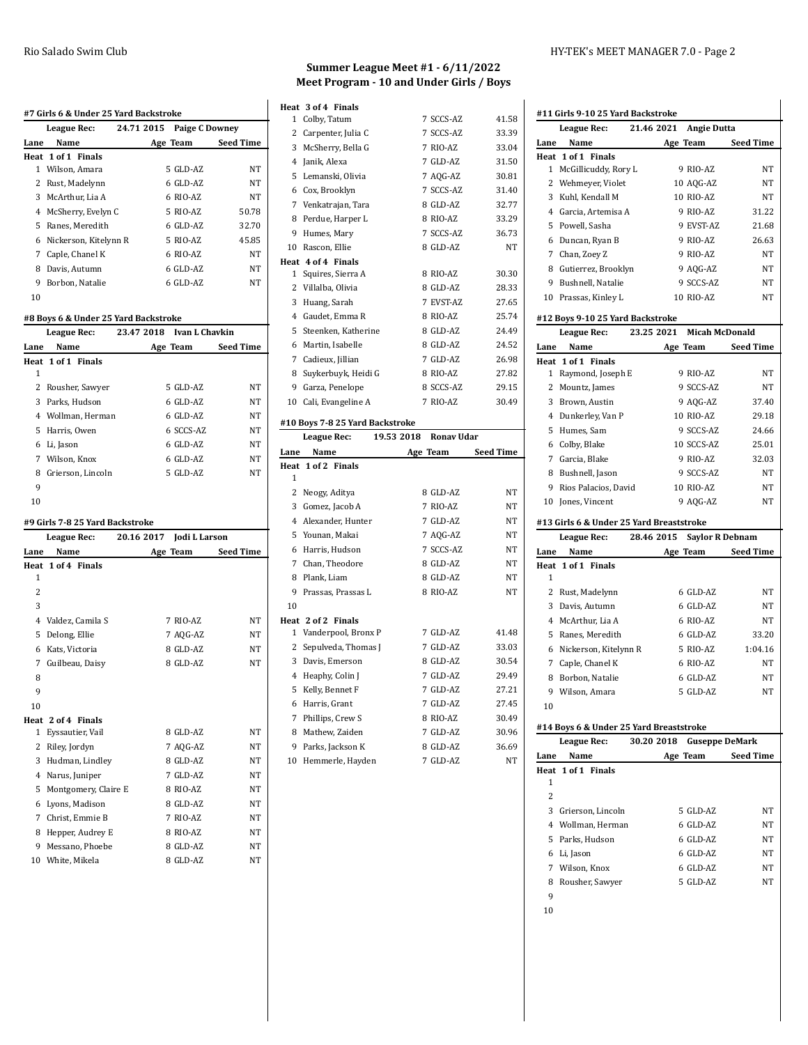## Summer League Meet #1 - 6/11/2022
## Meet Program - 10 and Under Girls / Boys

### #7 Girls 6 & Under 25 Yard Backstroke

League Rec: 24.71 2015 Paige C Downey

| Lane | Name | Age | Team | Seed Time |
|---|---|---|---|---|
| **Heat 1 of 1 Finals** | | | | |
| 1 | Wilson, Amara | 5 | GLD-AZ | NT |
| 2 | Rust, Madelynn | 6 | GLD-AZ | NT |
| 3 | McArthur, Lia A | 6 | RIO-AZ | NT |
| 4 | McSherry, Evelyn C | 5 | RIO-AZ | 50.78 |
| 5 | Ranes, Meredith | 6 | GLD-AZ | 32.70 |
| 6 | Nickerson, Kitelynn R | 5 | RIO-AZ | 45.85 |
| 7 | Caple, Chanel K | 6 | RIO-AZ | NT |
| 8 | Davis, Autumn | 6 | GLD-AZ | NT |
| 9 | Borbon, Natalie | 6 | GLD-AZ | NT |
| 10 | | | | |

### #8 Boys 6 & Under 25 Yard Backstroke

League Rec: 23.47 2018 Ivan L Chavkin

| Lane | Name | Age | Team | Seed Time |
|---|---|---|---|---|
| **Heat 1 of 1 Finals** | | | | |
| 1 | | | | |
| 2 | Rousher, Sawyer | 5 | GLD-AZ | NT |
| 3 | Parks, Hudson | 6 | GLD-AZ | NT |
| 4 | Wollman, Herman | 6 | GLD-AZ | NT |
| 5 | Harris, Owen | 6 | SCCS-AZ | NT |
| 6 | Li, Jason | 6 | GLD-AZ | NT |
| 7 | Wilson, Knox | 6 | GLD-AZ | NT |
| 8 | Grierson, Lincoln | 5 | GLD-AZ | NT |
| 9 | | | | |
| 10 | | | | |

### #9 Girls 7-8 25 Yard Backstroke

League Rec: 20.16 2017 Jodi L Larson

| Lane | Name | Age | Team | Seed Time |
|---|---|---|---|---|
| **Heat 1 of 4 Finals** | | | | |
| 1 | | | | |
| 2 | | | | |
| 3 | | | | |
| 4 | Valdez, Camila S | 7 | RIO-AZ | NT |
| 5 | Delong, Ellie | 7 | AQG-AZ | NT |
| 6 | Kats, Victoria | 8 | GLD-AZ | NT |
| 7 | Guilbeau, Daisy | 8 | GLD-AZ | NT |
| 8 | | | | |
| 9 | | | | |
| 10 | | | | |
| **Heat 2 of 4 Finals** | | | | |
| 1 | Eyssautier, Vail | 8 | GLD-AZ | NT |
| 2 | Riley, Jordyn | 7 | AQG-AZ | NT |
| 3 | Hudman, Lindley | 8 | GLD-AZ | NT |
| 4 | Narus, Juniper | 7 | GLD-AZ | NT |
| 5 | Montgomery, Claire E | 8 | RIO-AZ | NT |
| 6 | Lyons, Madison | 8 | GLD-AZ | NT |
| 7 | Christ, Emmie B | 7 | RIO-AZ | NT |
| 8 | Hepper, Audrey E | 8 | RIO-AZ | NT |
| 9 | Messano, Phoebe | 8 | GLD-AZ | NT |
| 10 | White, Mikela | 8 | GLD-AZ | NT |
| **Heat 3 of 4 Finals** | | | | |
| 1 | Colby, Tatum | 7 | SCCS-AZ | 41.58 |
| 2 | Carpenter, Julia C | 7 | SCCS-AZ | 33.39 |
| 3 | McSherry, Bella G | 7 | RIO-AZ | 33.04 |
| 4 | Janik, Alexa | 7 | GLD-AZ | 31.50 |
| 5 | Lemanski, Olivia | 7 | AQG-AZ | 30.81 |
| 6 | Cox, Brooklyn | 7 | SCCS-AZ | 31.40 |
| 7 | Venkatrajan, Tara | 8 | GLD-AZ | 32.77 |
| 8 | Perdue, Harper L | 8 | RIO-AZ | 33.29 |
| 9 | Humes, Mary | 7 | SCCS-AZ | 36.73 |
| 10 | Rascon, Ellie | 8 | GLD-AZ | NT |
| **Heat 4 of 4 Finals** | | | | |
| 1 | Squires, Sierra A | 8 | RIO-AZ | 30.30 |
| 2 | Villalba, Olivia | 8 | GLD-AZ | 28.33 |
| 3 | Huang, Sarah | 7 | EVST-AZ | 27.65 |
| 4 | Gaudet, Emma R | 8 | RIO-AZ | 25.74 |
| 5 | Steenken, Katherine | 8 | GLD-AZ | 24.49 |
| 6 | Martin, Isabelle | 8 | GLD-AZ | 24.52 |
| 7 | Cadieux, Jillian | 7 | GLD-AZ | 26.98 |
| 8 | Suykerbuyk, Heidi G | 8 | RIO-AZ | 27.82 |
| 9 | Garza, Penelope | 8 | SCCS-AZ | 29.15 |
| 10 | Cali, Evangeline A | 7 | RIO-AZ | 30.49 |

### #10 Boys 7-8 25 Yard Backstroke

League Rec: 19.53 2018 Ronav Udar

| Lane | Name | Age | Team | Seed Time |
|---|---|---|---|---|
| **Heat 1 of 2 Finals** | | | | |
| 1 | | | | |
| 2 | Neogy, Aditya | 8 | GLD-AZ | NT |
| 3 | Gomez, Jacob A | 7 | RIO-AZ | NT |
| 4 | Alexander, Hunter | 7 | GLD-AZ | NT |
| 5 | Younan, Makai | 7 | AQG-AZ | NT |
| 6 | Harris, Hudson | 7 | SCCS-AZ | NT |
| 7 | Chan, Theodore | 8 | GLD-AZ | NT |
| 8 | Plank, Liam | 8 | GLD-AZ | NT |
| 9 | Prassas, Prassas L | 8 | RIO-AZ | NT |
| 10 | | | | |
| **Heat 2 of 2 Finals** | | | | |
| 1 | Vanderpool, Bronx P | 7 | GLD-AZ | 41.48 |
| 2 | Sepulveda, Thomas J | 7 | GLD-AZ | 33.03 |
| 3 | Davis, Emerson | 8 | GLD-AZ | 30.54 |
| 4 | Heaphy, Colin J | 7 | GLD-AZ | 29.49 |
| 5 | Kelly, Bennet F | 7 | GLD-AZ | 27.21 |
| 6 | Harris, Grant | 7 | GLD-AZ | 27.45 |
| 7 | Phillips, Crew S | 8 | RIO-AZ | 30.49 |
| 8 | Mathew, Zaiden | 7 | GLD-AZ | 30.96 |
| 9 | Parks, Jackson K | 8 | GLD-AZ | 36.69 |
| 10 | Hemmerle, Hayden | 7 | GLD-AZ | NT |

### #11 Girls 9-10 25 Yard Backstroke

League Rec: 21.46 2021 Angie Dutta

| Lane | Name | Age | Team | Seed Time |
|---|---|---|---|---|
| **Heat 1 of 1 Finals** | | | | |
| 1 | McGillicuddy, Rory L | 9 | RIO-AZ | NT |
| 2 | Wehmeyer, Violet | 10 | AQG-AZ | NT |
| 3 | Kuhl, Kendall M | 10 | RIO-AZ | NT |
| 4 | Garcia, Artemisa A | 9 | RIO-AZ | 31.22 |
| 5 | Powell, Sasha | 9 | EVST-AZ | 21.68 |
| 6 | Duncan, Ryan B | 9 | RIO-AZ | 26.63 |
| 7 | Chan, Zoey Z | 9 | RIO-AZ | NT |
| 8 | Gutierrez, Brooklyn | 9 | AQG-AZ | NT |
| 9 | Bushnell, Natalie | 9 | SCCS-AZ | NT |
| 10 | Prassas, Kinley L | 10 | RIO-AZ | NT |

### #12 Boys 9-10 25 Yard Backstroke

League Rec: 23.25 2021 Micah McDonald

| Lane | Name | Age | Team | Seed Time |
|---|---|---|---|---|
| **Heat 1 of 1 Finals** | | | | |
| 1 | Raymond, Joseph E | 9 | RIO-AZ | NT |
| 2 | Mountz, James | 9 | SCCS-AZ | NT |
| 3 | Brown, Austin | 9 | AQG-AZ | 37.40 |
| 4 | Dunkerley, Van P | 10 | RIO-AZ | 29.18 |
| 5 | Humes, Sam | 9 | SCCS-AZ | 24.66 |
| 6 | Colby, Blake | 10 | SCCS-AZ | 25.01 |
| 7 | Garcia, Blake | 9 | RIO-AZ | 32.03 |
| 8 | Bushnell, Jason | 9 | SCCS-AZ | NT |
| 9 | Rios Palacios, David | 10 | RIO-AZ | NT |
| 10 | Jones, Vincent | 9 | AQG-AZ | NT |

### #13 Girls 6 & Under 25 Yard Breaststroke

League Rec: 28.46 2015 Saylor R Debnam

| Lane | Name | Age | Team | Seed Time |
|---|---|---|---|---|
| **Heat 1 of 1 Finals** | | | | |
| 1 | | | | |
| 2 | Rust, Madelynn | 6 | GLD-AZ | NT |
| 3 | Davis, Autumn | 6 | GLD-AZ | NT |
| 4 | McArthur, Lia A | 6 | RIO-AZ | NT |
| 5 | Ranes, Meredith | 6 | GLD-AZ | 33.20 |
| 6 | Nickerson, Kitelynn R | 5 | RIO-AZ | 1:04.16 |
| 7 | Caple, Chanel K | 6 | RIO-AZ | NT |
| 8 | Borbon, Natalie | 6 | GLD-AZ | NT |
| 9 | Wilson, Amara | 5 | GLD-AZ | NT |
| 10 | | | | |

### #14 Boys 6 & Under 25 Yard Breaststroke

League Rec: 30.20 2018 Guseppe DeMark

| Lane | Name | Age | Team | Seed Time |
|---|---|---|---|---|
| **Heat 1 of 1 Finals** | | | | |
| 1 | | | | |
| 2 | | | | |
| 3 | Grierson, Lincoln | 5 | GLD-AZ | NT |
| 4 | Wollman, Herman | 6 | GLD-AZ | NT |
| 5 | Parks, Hudson | 6 | GLD-AZ | NT |
| 6 | Li, Jason | 6 | GLD-AZ | NT |
| 7 | Wilson, Knox | 6 | GLD-AZ | NT |
| 8 | Rousher, Sawyer | 5 | GLD-AZ | NT |
| 9 | | | | |
| 10 | | | | |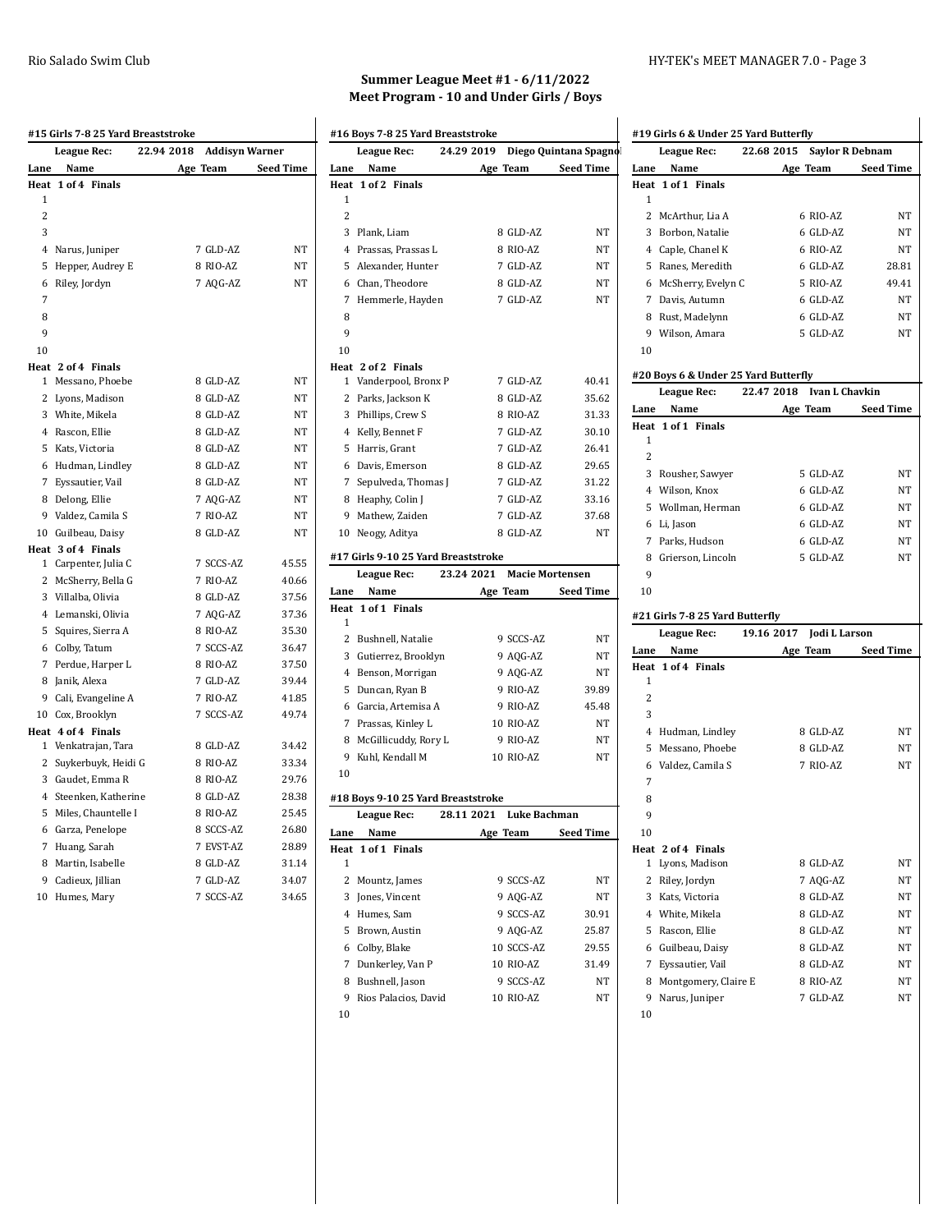## Summer League Meet #1 - 6/11/2022
## Meet Program - 10 and Under Girls / Boys

### #15 Girls 7-8 25 Yard Breaststroke

League Rec: 22.94 2018 Addisyn Warner

| Lane | Name | Age | Team | Seed Time |
|---|---|---|---|---|
| **Heat 1 of 4 Finals** | | | | |
| 1 | | | | |
| 2 | | | | |
| 3 | | | | |
| 4 | Narus, Juniper | 7 | GLD-AZ | NT |
| 5 | Hepper, Audrey E | 8 | RIO-AZ | NT |
| 6 | Riley, Jordyn | 7 | AQG-AZ | NT |
| 7 | | | | |
| 8 | | | | |
| 9 | | | | |
| 10 | | | | |
| **Heat 2 of 4 Finals** | | | | |
| 1 | Messano, Phoebe | 8 | GLD-AZ | NT |
| 2 | Lyons, Madison | 8 | GLD-AZ | NT |
| 3 | White, Mikela | 8 | GLD-AZ | NT |
| 4 | Rascon, Ellie | 8 | GLD-AZ | NT |
| 5 | Kats, Victoria | 8 | GLD-AZ | NT |
| 6 | Hudman, Lindley | 8 | GLD-AZ | NT |
| 7 | Eyssautier, Vail | 8 | GLD-AZ | NT |
| 8 | Delong, Ellie | 7 | AQG-AZ | NT |
| 9 | Valdez, Camila S | 7 | RIO-AZ | NT |
| 10 | Guilbeau, Daisy | 8 | GLD-AZ | NT |
| **Heat 3 of 4 Finals** | | | | |
| 1 | Carpenter, Julia C | 7 | SCCS-AZ | 45.55 |
| 2 | McSherry, Bella G | 7 | RIO-AZ | 40.66 |
| 3 | Villalba, Olivia | 8 | GLD-AZ | 37.56 |
| 4 | Lemanski, Olivia | 7 | AQG-AZ | 37.36 |
| 5 | Squires, Sierra A | 8 | RIO-AZ | 35.30 |
| 6 | Colby, Tatum | 7 | SCCS-AZ | 36.47 |
| 7 | Perdue, Harper L | 8 | RIO-AZ | 37.50 |
| 8 | Janik, Alexa | 7 | GLD-AZ | 39.44 |
| 9 | Cali, Evangeline A | 7 | RIO-AZ | 41.85 |
| 10 | Cox, Brooklyn | 7 | SCCS-AZ | 49.74 |
| **Heat 4 of 4 Finals** | | | | |
| 1 | Venkatrajan, Tara | 8 | GLD-AZ | 34.42 |
| 2 | Suykerbuyk, Heidi G | 8 | RIO-AZ | 33.34 |
| 3 | Gaudet, Emma R | 8 | RIO-AZ | 29.76 |
| 4 | Steenken, Katherine | 8 | GLD-AZ | 28.38 |
| 5 | Miles, Chauntelle I | 8 | RIO-AZ | 25.45 |
| 6 | Garza, Penelope | 8 | SCCS-AZ | 26.80 |
| 7 | Huang, Sarah | 7 | EVST-AZ | 28.89 |
| 8 | Martin, Isabelle | 8 | GLD-AZ | 31.14 |
| 9 | Cadieux, Jillian | 7 | GLD-AZ | 34.07 |
| 10 | Humes, Mary | 7 | SCCS-AZ | 34.65 |

### #16 Boys 7-8 25 Yard Breaststroke

League Rec: 24.29 2019 Diego Quintana Spagnol

| Lane | Name | Age | Team | Seed Time |
|---|---|---|---|---|
| **Heat 1 of 2 Finals** | | | | |
| 1 | | | | |
| 2 | | | | |
| 3 | Plank, Liam | 8 | GLD-AZ | NT |
| 4 | Prassas, Prassas L | 8 | RIO-AZ | NT |
| 5 | Alexander, Hunter | 7 | GLD-AZ | NT |
| 6 | Chan, Theodore | 8 | GLD-AZ | NT |
| 7 | Hemmerle, Hayden | 7 | GLD-AZ | NT |
| 8 | | | | |
| 9 | | | | |
| 10 | | | | |
| **Heat 2 of 2 Finals** | | | | |
| 1 | Vanderpool, Bronx P | 7 | GLD-AZ | 40.41 |
| 2 | Parks, Jackson K | 8 | GLD-AZ | 35.62 |
| 3 | Phillips, Crew S | 8 | RIO-AZ | 31.33 |
| 4 | Kelly, Bennet F | 7 | GLD-AZ | 30.10 |
| 5 | Harris, Grant | 7 | GLD-AZ | 26.41 |
| 6 | Davis, Emerson | 8 | GLD-AZ | 29.65 |
| 7 | Sepulveda, Thomas J | 7 | GLD-AZ | 31.22 |
| 8 | Heaphy, Colin J | 7 | GLD-AZ | 33.16 |
| 9 | Mathew, Zaiden | 7 | GLD-AZ | 37.68 |
| 10 | Neogy, Aditya | 8 | GLD-AZ | NT |

### #17 Girls 9-10 25 Yard Breaststroke

League Rec: 23.24 2021 Macie Mortensen

| Lane | Name | Age | Team | Seed Time |
|---|---|---|---|---|
| **Heat 1 of 1 Finals** | | | | |
| 1 | | | | |
| 2 | Bushnell, Natalie | 9 | SCCS-AZ | NT |
| 3 | Gutierrez, Brooklyn | 9 | AQG-AZ | NT |
| 4 | Benson, Morrigan | 9 | AQG-AZ | NT |
| 5 | Duncan, Ryan B | 9 | RIO-AZ | 39.89 |
| 6 | Garcia, Artemisa A | 9 | RIO-AZ | 45.48 |
| 7 | Prassas, Kinley L | 10 | RIO-AZ | NT |
| 8 | McGillicuddy, Rory L | 9 | RIO-AZ | NT |
| 9 | Kuhl, Kendall M | 10 | RIO-AZ | NT |
| 10 | | | | |

### #18 Boys 9-10 25 Yard Breaststroke

League Rec: 28.11 2021 Luke Bachman

| Lane | Name | Age | Team | Seed Time |
|---|---|---|---|---|
| **Heat 1 of 1 Finals** | | | | |
| 1 | | | | |
| 2 | Mountz, James | 9 | SCCS-AZ | NT |
| 3 | Jones, Vincent | 9 | AQG-AZ | NT |
| 4 | Humes, Sam | 9 | SCCS-AZ | 30.91 |
| 5 | Brown, Austin | 9 | AQG-AZ | 25.87 |
| 6 | Colby, Blake | 10 | SCCS-AZ | 29.55 |
| 7 | Dunkerley, Van P | 10 | RIO-AZ | 31.49 |
| 8 | Bushnell, Jason | 9 | SCCS-AZ | NT |
| 9 | Rios Palacios, David | 10 | RIO-AZ | NT |
| 10 | | | | |

### #19 Girls 6 & Under 25 Yard Butterfly

League Rec: 22.68 2015 Saylor R Debnam

| Lane | Name | Age | Team | Seed Time |
|---|---|---|---|---|
| **Heat 1 of 1 Finals** | | | | |
| 1 | | | | |
| 2 | McArthur, Lia A | 6 | RIO-AZ | NT |
| 3 | Borbon, Natalie | 6 | GLD-AZ | NT |
| 4 | Caple, Chanel K | 6 | RIO-AZ | NT |
| 5 | Ranes, Meredith | 6 | GLD-AZ | 28.81 |
| 6 | McSherry, Evelyn C | 5 | RIO-AZ | 49.41 |
| 7 | Davis, Autumn | 6 | GLD-AZ | NT |
| 8 | Rust, Madelynn | 6 | GLD-AZ | NT |
| 9 | Wilson, Amara | 5 | GLD-AZ | NT |
| 10 | | | | |

### #20 Boys 6 & Under 25 Yard Butterfly

League Rec: 22.47 2018 Ivan L Chavkin

| Lane | Name | Age | Team | Seed Time |
|---|---|---|---|---|
| **Heat 1 of 1 Finals** | | | | |
| 1 | | | | |
| 2 | | | | |
| 3 | Rousher, Sawyer | 5 | GLD-AZ | NT |
| 4 | Wilson, Knox | 6 | GLD-AZ | NT |
| 5 | Wollman, Herman | 6 | GLD-AZ | NT |
| 6 | Li, Jason | 6 | GLD-AZ | NT |
| 7 | Parks, Hudson | 6 | GLD-AZ | NT |
| 8 | Grierson, Lincoln | 5 | GLD-AZ | NT |
| 9 | | | | |
| 10 | | | | |

### #21 Girls 7-8 25 Yard Butterfly

League Rec: 19.16 2017 Jodi L Larson

| Lane | Name | Age | Team | Seed Time |
|---|---|---|---|---|
| **Heat 1 of 4 Finals** | | | | |
| 1 | | | | |
| 2 | | | | |
| 3 | | | | |
| 4 | Hudman, Lindley | 8 | GLD-AZ | NT |
| 5 | Messano, Phoebe | 8 | GLD-AZ | NT |
| 6 | Valdez, Camila S | 7 | RIO-AZ | NT |
| 7 | | | | |
| 8 | | | | |
| 9 | | | | |
| 10 | | | | |
| **Heat 2 of 4 Finals** | | | | |
| 1 | Lyons, Madison | 8 | GLD-AZ | NT |
| 2 | Riley, Jordyn | 7 | AQG-AZ | NT |
| 3 | Kats, Victoria | 8 | GLD-AZ | NT |
| 4 | White, Mikela | 8 | GLD-AZ | NT |
| 5 | Rascon, Ellie | 8 | GLD-AZ | NT |
| 6 | Guilbeau, Daisy | 8 | GLD-AZ | NT |
| 7 | Eyssautier, Vail | 8 | GLD-AZ | NT |
| 8 | Montgomery, Claire E | 8 | RIO-AZ | NT |
| 9 | Narus, Juniper | 7 | GLD-AZ | NT |
| 10 | | | | |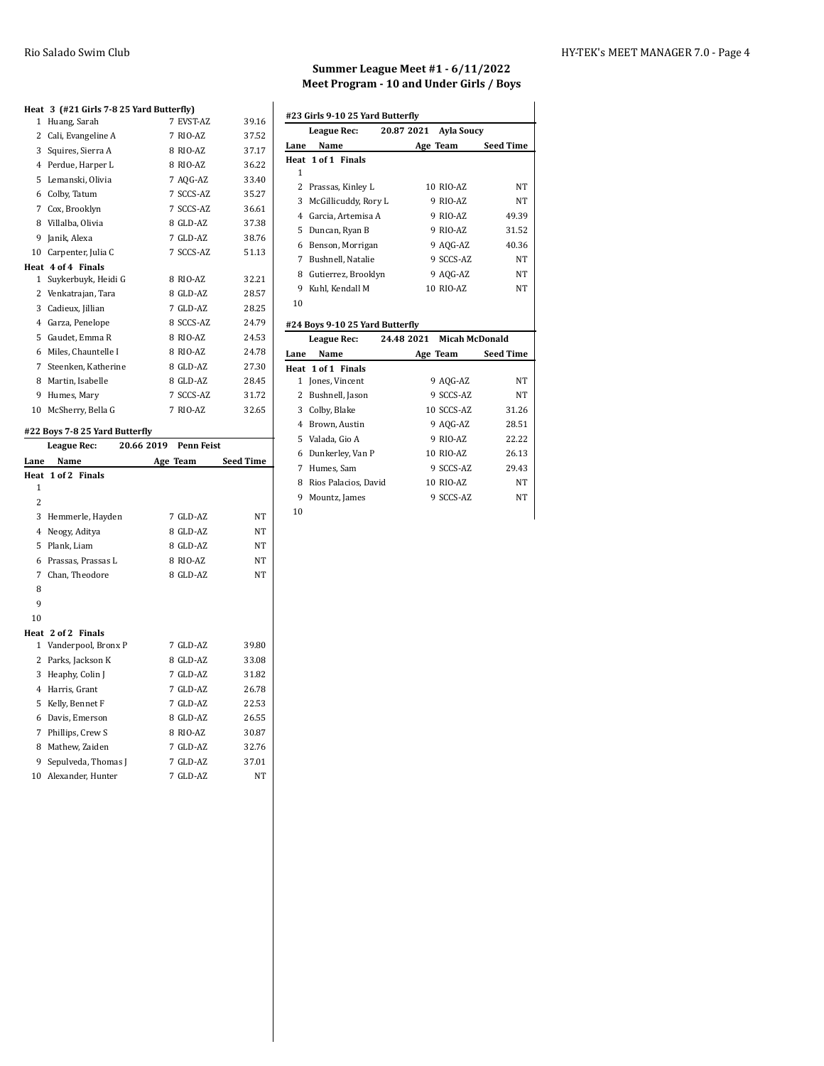## Summer League Meet #1 - 6/11/2022
## Meet Program - 10 and Under Girls / Boys

**Heat 3 (#21 Girls 7-8 25 Yard Butterfly)**

| Lane | Name | Age | Team | Seed Time |
|---|---|---|---|---|
| 1 | Huang, Sarah | 7 | EVST-AZ | 39.16 |
| 2 | Cali, Evangeline A | 7 | RIO-AZ | 37.52 |
| 3 | Squires, Sierra A | 8 | RIO-AZ | 37.17 |
| 4 | Perdue, Harper L | 8 | RIO-AZ | 36.22 |
| 5 | Lemanski, Olivia | 7 | AQG-AZ | 33.40 |
| 6 | Colby, Tatum | 7 | SCCS-AZ | 35.27 |
| 7 | Cox, Brooklyn | 7 | SCCS-AZ | 36.61 |
| 8 | Villalba, Olivia | 8 | GLD-AZ | 37.38 |
| 9 | Janik, Alexa | 7 | GLD-AZ | 38.76 |
| 10 | Carpenter, Julia C | 7 | SCCS-AZ | 51.13 |

**Heat 4 of 4 Finals**

| Lane | Name | Age | Team | Seed Time |
|---|---|---|---|---|
| 1 | Suykerbuyk, Heidi G | 8 | RIO-AZ | 32.21 |
| 2 | Venkatrajan, Tara | 8 | GLD-AZ | 28.57 |
| 3 | Cadieux, Jillian | 7 | GLD-AZ | 28.25 |
| 4 | Garza, Penelope | 8 | SCCS-AZ | 24.79 |
| 5 | Gaudet, Emma R | 8 | RIO-AZ | 24.53 |
| 6 | Miles, Chauntelle I | 8 | RIO-AZ | 24.78 |
| 7 | Steenken, Katherine | 8 | GLD-AZ | 27.30 |
| 8 | Martin, Isabelle | 8 | GLD-AZ | 28.45 |
| 9 | Humes, Mary | 7 | SCCS-AZ | 31.72 |
| 10 | McSherry, Bella G | 7 | RIO-AZ | 32.65 |

### #22 Boys 7-8 25 Yard Butterfly

**League Rec:** 20.66 2019 Penn Feist

**Heat 1 of 2 Finals**

| Lane | Name | Age | Team | Seed Time |
|---|---|---|---|---|
| 1 | | | | |
| 2 | | | | |
| 3 | Hemmerle, Hayden | 7 | GLD-AZ | NT |
| 4 | Neogy, Aditya | 8 | GLD-AZ | NT |
| 5 | Plank, Liam | 8 | GLD-AZ | NT |
| 6 | Prassas, Prassas L | 8 | RIO-AZ | NT |
| 7 | Chan, Theodore | 8 | GLD-AZ | NT |
| 8 | | | | |
| 9 | | | | |
| 10 | | | | |

**Heat 2 of 2 Finals**

| Lane | Name | Age | Team | Seed Time |
|---|---|---|---|---|
| 1 | Vanderpool, Bronx P | 7 | GLD-AZ | 39.80 |
| 2 | Parks, Jackson K | 8 | GLD-AZ | 33.08 |
| 3 | Heaphy, Colin J | 7 | GLD-AZ | 31.82 |
| 4 | Harris, Grant | 7 | GLD-AZ | 26.78 |
| 5 | Kelly, Bennet F | 7 | GLD-AZ | 22.53 |
| 6 | Davis, Emerson | 8 | GLD-AZ | 26.55 |
| 7 | Phillips, Crew S | 8 | RIO-AZ | 30.87 |
| 8 | Mathew, Zaiden | 7 | GLD-AZ | 32.76 |
| 9 | Sepulveda, Thomas J | 7 | GLD-AZ | 37.01 |
| 10 | Alexander, Hunter | 7 | GLD-AZ | NT |

### #23 Girls 9-10 25 Yard Butterfly

**League Rec:** 20.87 2021 Ayla Soucy

**Heat 1 of 1 Finals**

| Lane | Name | Age | Team | Seed Time |
|---|---|---|---|---|
| 1 | | | | |
| 2 | Prassas, Kinley L | 10 | RIO-AZ | NT |
| 3 | McGillicuddy, Rory L | 9 | RIO-AZ | NT |
| 4 | Garcia, Artemisa A | 9 | RIO-AZ | 49.39 |
| 5 | Duncan, Ryan B | 9 | RIO-AZ | 31.52 |
| 6 | Benson, Morrigan | 9 | AQG-AZ | 40.36 |
| 7 | Bushnell, Natalie | 9 | SCCS-AZ | NT |
| 8 | Gutierrez, Brooklyn | 9 | AQG-AZ | NT |
| 9 | Kuhl, Kendall M | 10 | RIO-AZ | NT |
| 10 | | | | |

### #24 Boys 9-10 25 Yard Butterfly

**League Rec:** 24.48 2021 Micah McDonald

**Heat 1 of 1 Finals**

| Lane | Name | Age | Team | Seed Time |
|---|---|---|---|---|
| 1 | Jones, Vincent | 9 | AQG-AZ | NT |
| 2 | Bushnell, Jason | 9 | SCCS-AZ | NT |
| 3 | Colby, Blake | 10 | SCCS-AZ | 31.26 |
| 4 | Brown, Austin | 9 | AQG-AZ | 28.51 |
| 5 | Valada, Gio A | 9 | RIO-AZ | 22.22 |
| 6 | Dunkerley, Van P | 10 | RIO-AZ | 26.13 |
| 7 | Humes, Sam | 9 | SCCS-AZ | 29.43 |
| 8 | Rios Palacios, David | 10 | RIO-AZ | NT |
| 9 | Mountz, James | 9 | SCCS-AZ | NT |
| 10 | | | | |